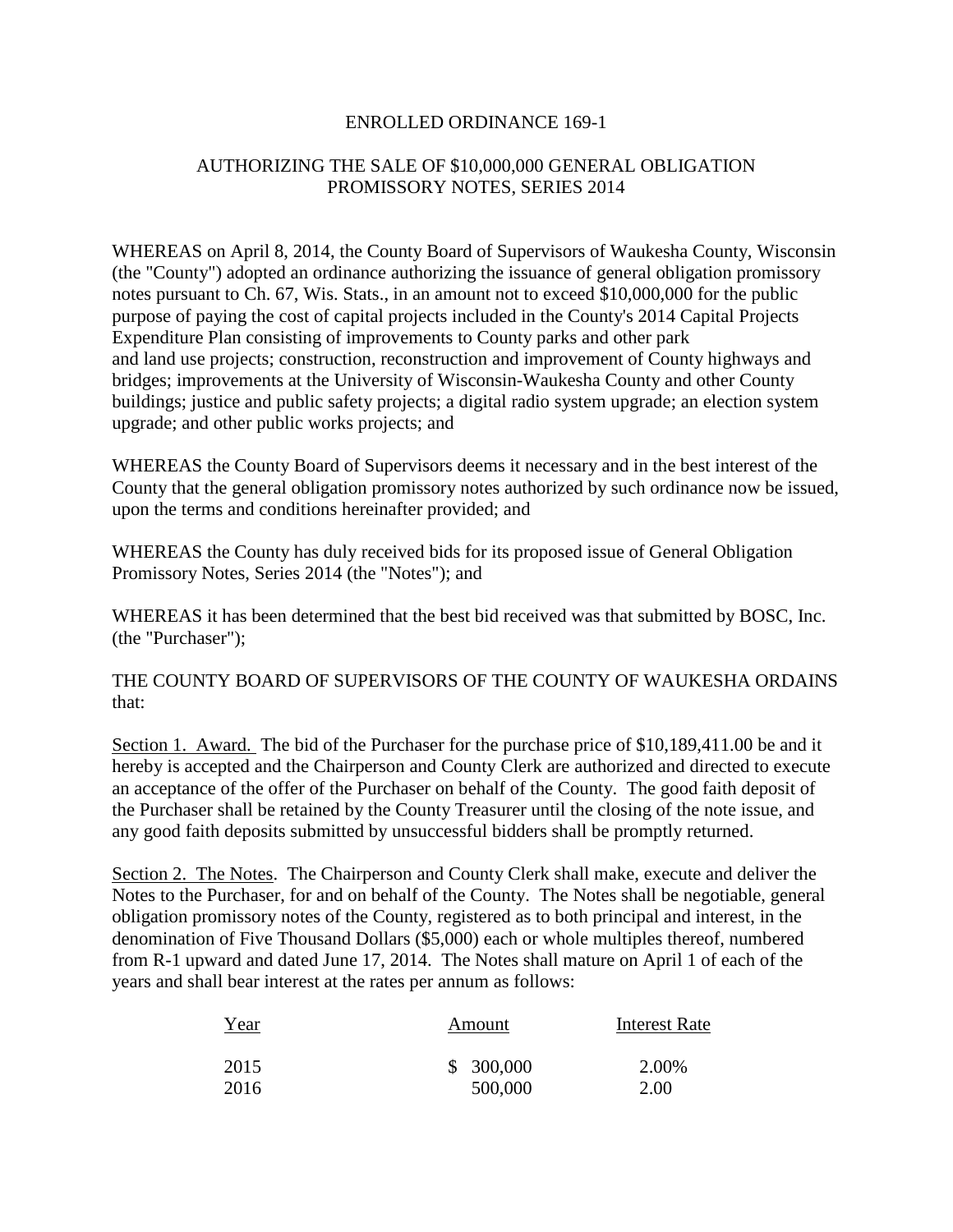# ENROLLED ORDINANCE 169-1

## AUTHORIZING THE SALE OF $10,000,000 GENERAL OBLIGATION PROMISSORY NOTES, SERIES 2014

WHEREAS on April 8, 2014, the County Board of Supervisors of Waukesha County, Wisconsin (the "County") adopted an ordinance authorizing the issuance of general obligation promissory notes pursuant to Ch. 67, Wis. Stats., in an amount not to exceed $10,000,000 for the public purpose of paying the cost of capital projects included in the County's 2014 Capital Projects Expenditure Plan consisting of improvements to County parks and other park and land use projects; construction, reconstruction and improvement of County highways and bridges; improvements at the University of Wisconsin-Waukesha County and other County buildings; justice and public safety projects; a digital radio system upgrade; an election system upgrade; and other public works projects; and

WHEREAS the County Board of Supervisors deems it necessary and in the best interest of the County that the general obligation promissory notes authorized by such ordinance now be issued, upon the terms and conditions hereinafter provided; and

WHEREAS the County has duly received bids for its proposed issue of General Obligation Promissory Notes, Series 2014 (the "Notes"); and

WHEREAS it has been determined that the best bid received was that submitted by BOSC, Inc. (the "Purchaser");

THE COUNTY BOARD OF SUPERVISORS OF THE COUNTY OF WAUKESHA ORDAINS that:

Section 1. Award. The bid of the Purchaser for the purchase price of $10,189,411.00 be and it hereby is accepted and the Chairperson and County Clerk are authorized and directed to execute an acceptance of the offer of the Purchaser on behalf of the County. The good faith deposit of the Purchaser shall be retained by the County Treasurer until the closing of the note issue, and any good faith deposits submitted by unsuccessful bidders shall be promptly returned.

Section 2. The Notes. The Chairperson and County Clerk shall make, execute and deliver the Notes to the Purchaser, for and on behalf of the County. The Notes shall be negotiable, general obligation promissory notes of the County, registered as to both principal and interest, in the denomination of Five Thousand Dollars ($5,000) each or whole multiples thereof, numbered from R-1 upward and dated June 17, 2014. The Notes shall mature on April 1 of each of the years and shall bear interest at the rates per annum as follows:

| Year | Amount | Interest Rate |
|---|---|---|
| 2015 | $ 300,000 | 2.00% |
| 2016 | 500,000 | 2.00 |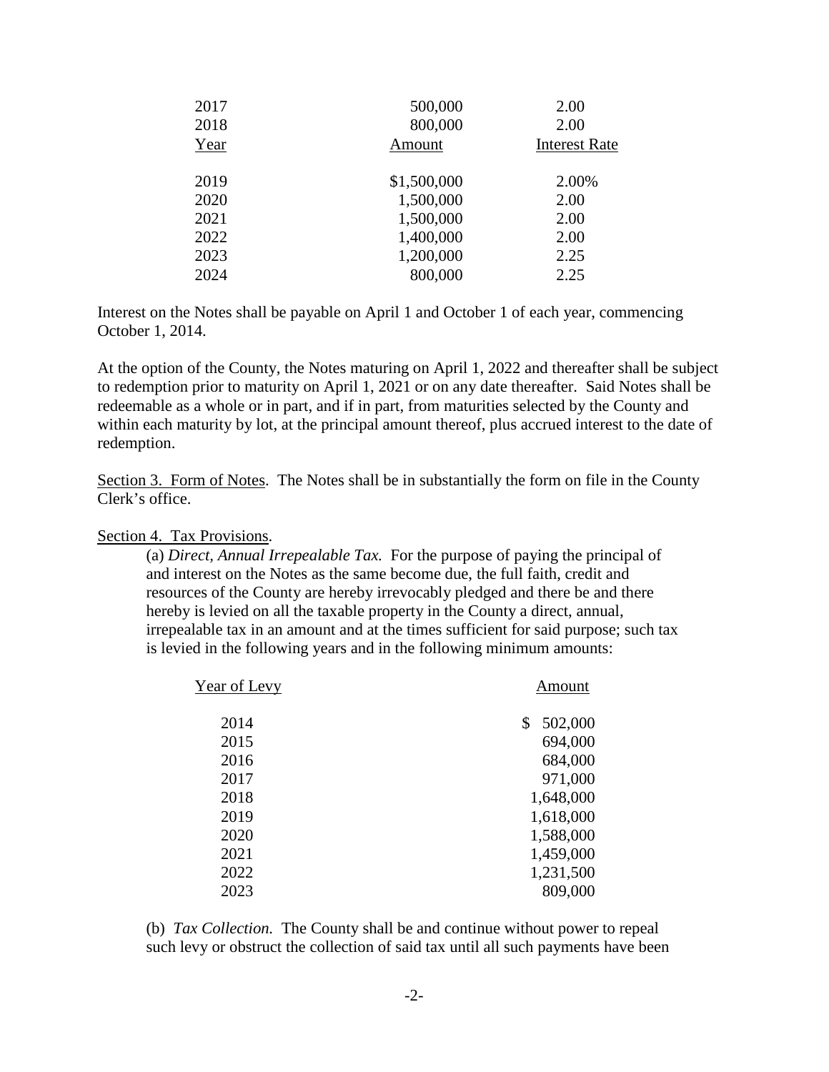| Year | Amount | Interest Rate |
|---|---|---|
| 2017 | 500,000 | 2.00 |
| 2018 | 800,000 | 2.00 |
| 2019 | $1,500,000 | 2.00% |
| 2020 | 1,500,000 | 2.00 |
| 2021 | 1,500,000 | 2.00 |
| 2022 | 1,400,000 | 2.00 |
| 2023 | 1,200,000 | 2.25 |
| 2024 | 800,000 | 2.25 |

Interest on the Notes shall be payable on April 1 and October 1 of each year, commencing October 1, 2014.

At the option of the County, the Notes maturing on April 1, 2022 and thereafter shall be subject to redemption prior to maturity on April 1, 2021 or on any date thereafter. Said Notes shall be redeemable as a whole or in part, and if in part, from maturities selected by the County and within each maturity by lot, at the principal amount thereof, plus accrued interest to the date of redemption.

Section 3. Form of Notes. The Notes shall be in substantially the form on file in the County Clerk's office.

Section 4. Tax Provisions.

(a) *Direct, Annual Irrepealable Tax.* For the purpose of paying the principal of and interest on the Notes as the same become due, the full faith, credit and resources of the County are hereby irrevocably pledged and there be and there hereby is levied on all the taxable property in the County a direct, annual, irrepealable tax in an amount and at the times sufficient for said purpose; such tax is levied in the following years and in the following minimum amounts:

| Year of Levy | Amount |
|---|---|
| 2014 | $ 502,000 |
| 2015 | 694,000 |
| 2016 | 684,000 |
| 2017 | 971,000 |
| 2018 | 1,648,000 |
| 2019 | 1,618,000 |
| 2020 | 1,588,000 |
| 2021 | 1,459,000 |
| 2022 | 1,231,500 |
| 2023 | 809,000 |

(b) *Tax Collection.* The County shall be and continue without power to repeal such levy or obstruct the collection of said tax until all such payments have been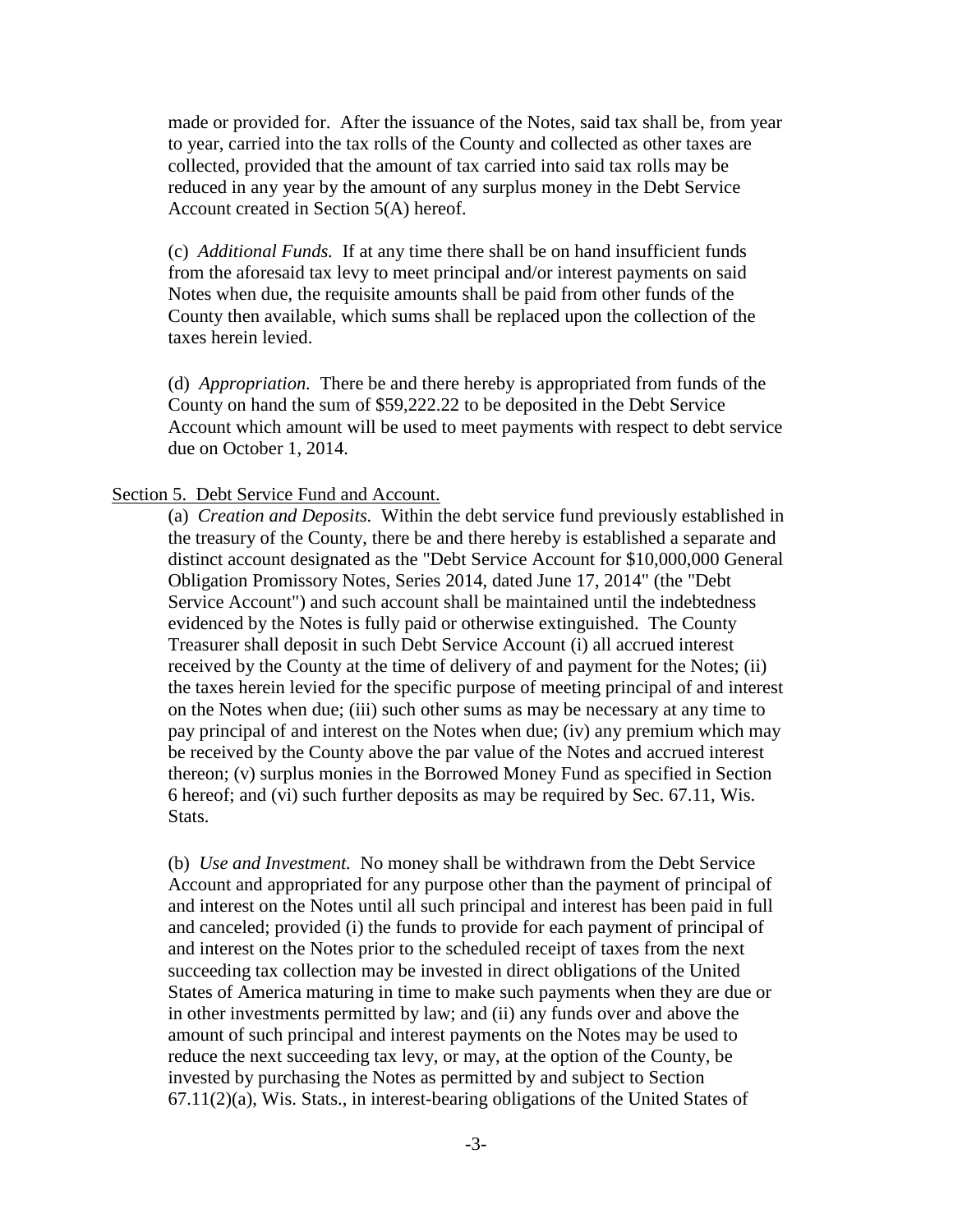made or provided for. After the issuance of the Notes, said tax shall be, from year to year, carried into the tax rolls of the County and collected as other taxes are collected, provided that the amount of tax carried into said tax rolls may be reduced in any year by the amount of any surplus money in the Debt Service Account created in Section 5(A) hereof.

(c) *Additional Funds.* If at any time there shall be on hand insufficient funds from the aforesaid tax levy to meet principal and/or interest payments on said Notes when due, the requisite amounts shall be paid from other funds of the County then available, which sums shall be replaced upon the collection of the taxes herein levied.

(d) *Appropriation.* There be and there hereby is appropriated from funds of the County on hand the sum of $59,222.22 to be deposited in the Debt Service Account which amount will be used to meet payments with respect to debt service due on October 1, 2014.

Section 5. Debt Service Fund and Account.

(a) *Creation and Deposits.* Within the debt service fund previously established in the treasury of the County, there be and there hereby is established a separate and distinct account designated as the "Debt Service Account for $10,000,000 General Obligation Promissory Notes, Series 2014, dated June 17, 2014" (the "Debt Service Account") and such account shall be maintained until the indebtedness evidenced by the Notes is fully paid or otherwise extinguished. The County Treasurer shall deposit in such Debt Service Account (i) all accrued interest received by the County at the time of delivery of and payment for the Notes; (ii) the taxes herein levied for the specific purpose of meeting principal of and interest on the Notes when due; (iii) such other sums as may be necessary at any time to pay principal of and interest on the Notes when due; (iv) any premium which may be received by the County above the par value of the Notes and accrued interest thereon; (v) surplus monies in the Borrowed Money Fund as specified in Section 6 hereof; and (vi) such further deposits as may be required by Sec. 67.11, Wis. Stats.

(b) *Use and Investment.* No money shall be withdrawn from the Debt Service Account and appropriated for any purpose other than the payment of principal of and interest on the Notes until all such principal and interest has been paid in full and canceled; provided (i) the funds to provide for each payment of principal of and interest on the Notes prior to the scheduled receipt of taxes from the next succeeding tax collection may be invested in direct obligations of the United States of America maturing in time to make such payments when they are due or in other investments permitted by law; and (ii) any funds over and above the amount of such principal and interest payments on the Notes may be used to reduce the next succeeding tax levy, or may, at the option of the County, be invested by purchasing the Notes as permitted by and subject to Section 67.11(2)(a), Wis. Stats., in interest-bearing obligations of the United States of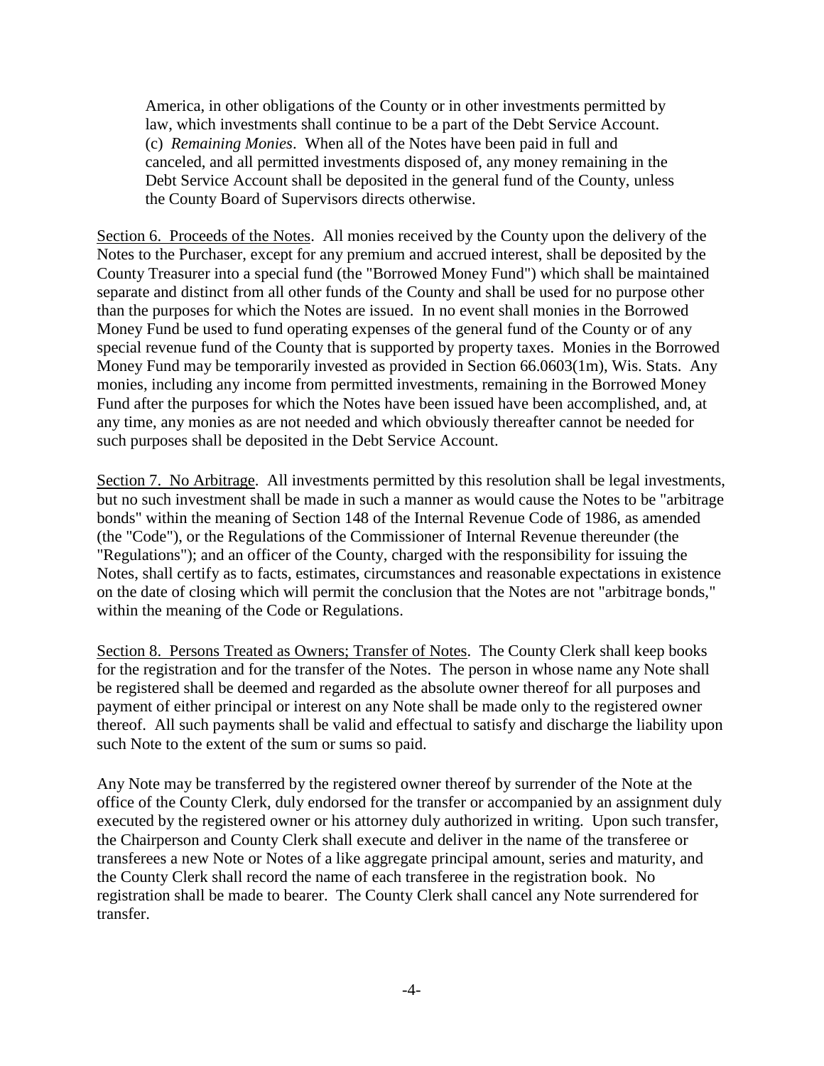America, in other obligations of the County or in other investments permitted by law, which investments shall continue to be a part of the Debt Service Account.

(c) *Remaining Monies*. When all of the Notes have been paid in full and canceled, and all permitted investments disposed of, any money remaining in the Debt Service Account shall be deposited in the general fund of the County, unless the County Board of Supervisors directs otherwise.

<u>Section 6. Proceeds of the Notes</u>. All monies received by the County upon the delivery of the Notes to the Purchaser, except for any premium and accrued interest, shall be deposited by the County Treasurer into a special fund (the "Borrowed Money Fund") which shall be maintained separate and distinct from all other funds of the County and shall be used for no purpose other than the purposes for which the Notes are issued. In no event shall monies in the Borrowed Money Fund be used to fund operating expenses of the general fund of the County or of any special revenue fund of the County that is supported by property taxes. Monies in the Borrowed Money Fund may be temporarily invested as provided in Section 66.0603(1m), Wis. Stats. Any monies, including any income from permitted investments, remaining in the Borrowed Money Fund after the purposes for which the Notes have been issued have been accomplished, and, at any time, any monies as are not needed and which obviously thereafter cannot be needed for such purposes shall be deposited in the Debt Service Account.

<u>Section 7. No Arbitrage</u>. All investments permitted by this resolution shall be legal investments, but no such investment shall be made in such a manner as would cause the Notes to be "arbitrage bonds" within the meaning of Section 148 of the Internal Revenue Code of 1986, as amended (the "Code"), or the Regulations of the Commissioner of Internal Revenue thereunder (the "Regulations"); and an officer of the County, charged with the responsibility for issuing the Notes, shall certify as to facts, estimates, circumstances and reasonable expectations in existence on the date of closing which will permit the conclusion that the Notes are not "arbitrage bonds," within the meaning of the Code or Regulations.

<u>Section 8. Persons Treated as Owners; Transfer of Notes</u>. The County Clerk shall keep books for the registration and for the transfer of the Notes. The person in whose name any Note shall be registered shall be deemed and regarded as the absolute owner thereof for all purposes and payment of either principal or interest on any Note shall be made only to the registered owner thereof. All such payments shall be valid and effectual to satisfy and discharge the liability upon such Note to the extent of the sum or sums so paid.

Any Note may be transferred by the registered owner thereof by surrender of the Note at the office of the County Clerk, duly endorsed for the transfer or accompanied by an assignment duly executed by the registered owner or his attorney duly authorized in writing. Upon such transfer, the Chairperson and County Clerk shall execute and deliver in the name of the transferee or transferees a new Note or Notes of a like aggregate principal amount, series and maturity, and the County Clerk shall record the name of each transferee in the registration book. No registration shall be made to bearer. The County Clerk shall cancel any Note surrendered for transfer.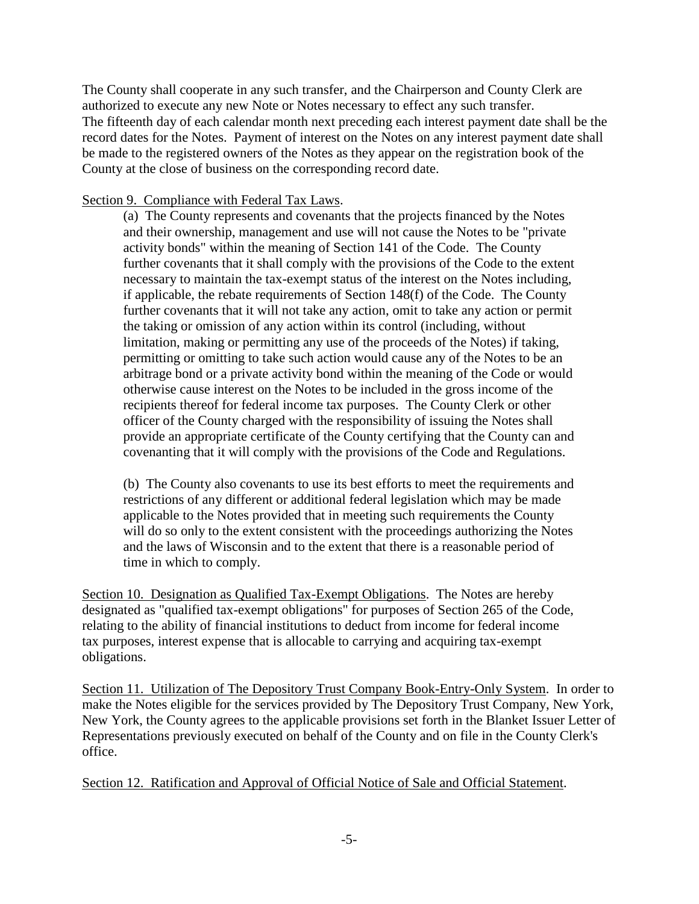The County shall cooperate in any such transfer, and the Chairperson and County Clerk are authorized to execute any new Note or Notes necessary to effect any such transfer.
The fifteenth day of each calendar month next preceding each interest payment date shall be the record dates for the Notes. Payment of interest on the Notes on any interest payment date shall be made to the registered owners of the Notes as they appear on the registration book of the County at the close of business on the corresponding record date.

<u>Section 9. Compliance with Federal Tax Laws</u>.

(a) The County represents and covenants that the projects financed by the Notes and their ownership, management and use will not cause the Notes to be "private activity bonds" within the meaning of Section 141 of the Code. The County further covenants that it shall comply with the provisions of the Code to the extent necessary to maintain the tax-exempt status of the interest on the Notes including, if applicable, the rebate requirements of Section 148(f) of the Code. The County further covenants that it will not take any action, omit to take any action or permit the taking or omission of any action within its control (including, without limitation, making or permitting any use of the proceeds of the Notes) if taking, permitting or omitting to take such action would cause any of the Notes to be an arbitrage bond or a private activity bond within the meaning of the Code or would otherwise cause interest on the Notes to be included in the gross income of the recipients thereof for federal income tax purposes. The County Clerk or other officer of the County charged with the responsibility of issuing the Notes shall provide an appropriate certificate of the County certifying that the County can and covenanting that it will comply with the provisions of the Code and Regulations.

(b) The County also covenants to use its best efforts to meet the requirements and restrictions of any different or additional federal legislation which may be made applicable to the Notes provided that in meeting such requirements the County will do so only to the extent consistent with the proceedings authorizing the Notes and the laws of Wisconsin and to the extent that there is a reasonable period of time in which to comply.

<u>Section 10. Designation as Qualified Tax-Exempt Obligations</u>. The Notes are hereby designated as "qualified tax-exempt obligations" for purposes of Section 265 of the Code, relating to the ability of financial institutions to deduct from income for federal income tax purposes, interest expense that is allocable to carrying and acquiring tax-exempt obligations.

<u>Section 11. Utilization of The Depository Trust Company Book-Entry-Only System</u>. In order to make the Notes eligible for the services provided by The Depository Trust Company, New York, New York, the County agrees to the applicable provisions set forth in the Blanket Issuer Letter of Representations previously executed on behalf of the County and on file in the County Clerk's office.

<u>Section 12. Ratification and Approval of Official Notice of Sale and Official Statement</u>.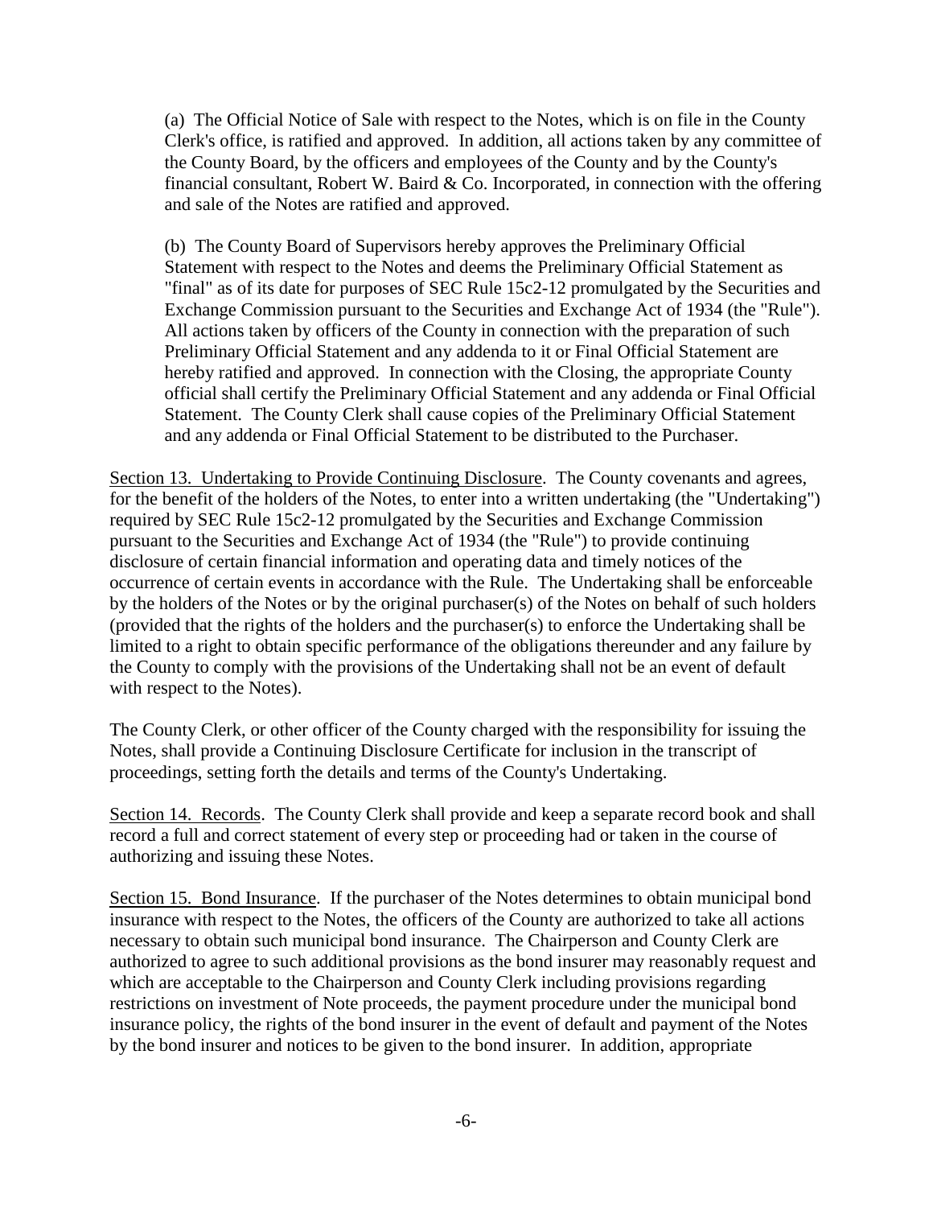(a) The Official Notice of Sale with respect to the Notes, which is on file in the County Clerk's office, is ratified and approved. In addition, all actions taken by any committee of the County Board, by the officers and employees of the County and by the County's financial consultant, Robert W. Baird & Co. Incorporated, in connection with the offering and sale of the Notes are ratified and approved.

(b) The County Board of Supervisors hereby approves the Preliminary Official Statement with respect to the Notes and deems the Preliminary Official Statement as "final" as of its date for purposes of SEC Rule 15c2-12 promulgated by the Securities and Exchange Commission pursuant to the Securities and Exchange Act of 1934 (the "Rule"). All actions taken by officers of the County in connection with the preparation of such Preliminary Official Statement and any addenda to it or Final Official Statement are hereby ratified and approved. In connection with the Closing, the appropriate County official shall certify the Preliminary Official Statement and any addenda or Final Official Statement. The County Clerk shall cause copies of the Preliminary Official Statement and any addenda or Final Official Statement to be distributed to the Purchaser.

Section 13. Undertaking to Provide Continuing Disclosure. The County covenants and agrees, for the benefit of the holders of the Notes, to enter into a written undertaking (the "Undertaking") required by SEC Rule 15c2-12 promulgated by the Securities and Exchange Commission pursuant to the Securities and Exchange Act of 1934 (the "Rule") to provide continuing disclosure of certain financial information and operating data and timely notices of the occurrence of certain events in accordance with the Rule. The Undertaking shall be enforceable by the holders of the Notes or by the original purchaser(s) of the Notes on behalf of such holders (provided that the rights of the holders and the purchaser(s) to enforce the Undertaking shall be limited to a right to obtain specific performance of the obligations thereunder and any failure by the County to comply with the provisions of the Undertaking shall not be an event of default with respect to the Notes).

The County Clerk, or other officer of the County charged with the responsibility for issuing the Notes, shall provide a Continuing Disclosure Certificate for inclusion in the transcript of proceedings, setting forth the details and terms of the County's Undertaking.

Section 14. Records. The County Clerk shall provide and keep a separate record book and shall record a full and correct statement of every step or proceeding had or taken in the course of authorizing and issuing these Notes.

Section 15. Bond Insurance. If the purchaser of the Notes determines to obtain municipal bond insurance with respect to the Notes, the officers of the County are authorized to take all actions necessary to obtain such municipal bond insurance. The Chairperson and County Clerk are authorized to agree to such additional provisions as the bond insurer may reasonably request and which are acceptable to the Chairperson and County Clerk including provisions regarding restrictions on investment of Note proceeds, the payment procedure under the municipal bond insurance policy, the rights of the bond insurer in the event of default and payment of the Notes by the bond insurer and notices to be given to the bond insurer. In addition, appropriate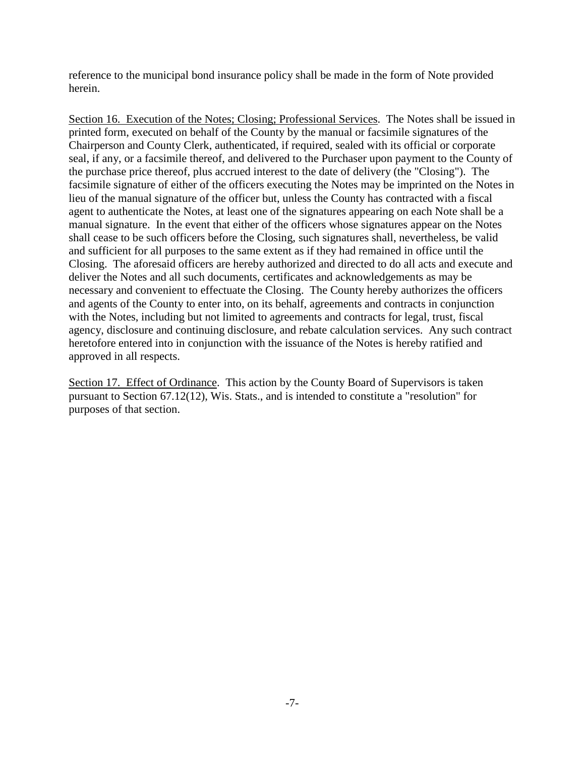reference to the municipal bond insurance policy shall be made in the form of Note provided herein.

<u>Section 16. Execution of the Notes; Closing; Professional Services</u>. The Notes shall be issued in printed form, executed on behalf of the County by the manual or facsimile signatures of the Chairperson and County Clerk, authenticated, if required, sealed with its official or corporate seal, if any, or a facsimile thereof, and delivered to the Purchaser upon payment to the County of the purchase price thereof, plus accrued interest to the date of delivery (the "Closing"). The facsimile signature of either of the officers executing the Notes may be imprinted on the Notes in lieu of the manual signature of the officer but, unless the County has contracted with a fiscal agent to authenticate the Notes, at least one of the signatures appearing on each Note shall be a manual signature. In the event that either of the officers whose signatures appear on the Notes shall cease to be such officers before the Closing, such signatures shall, nevertheless, be valid and sufficient for all purposes to the same extent as if they had remained in office until the Closing. The aforesaid officers are hereby authorized and directed to do all acts and execute and deliver the Notes and all such documents, certificates and acknowledgements as may be necessary and convenient to effectuate the Closing. The County hereby authorizes the officers and agents of the County to enter into, on its behalf, agreements and contracts in conjunction with the Notes, including but not limited to agreements and contracts for legal, trust, fiscal agency, disclosure and continuing disclosure, and rebate calculation services. Any such contract heretofore entered into in conjunction with the issuance of the Notes is hereby ratified and approved in all respects.

<u>Section 17. Effect of Ordinance</u>. This action by the County Board of Supervisors is taken pursuant to Section 67.12(12), Wis. Stats., and is intended to constitute a "resolution" for purposes of that section.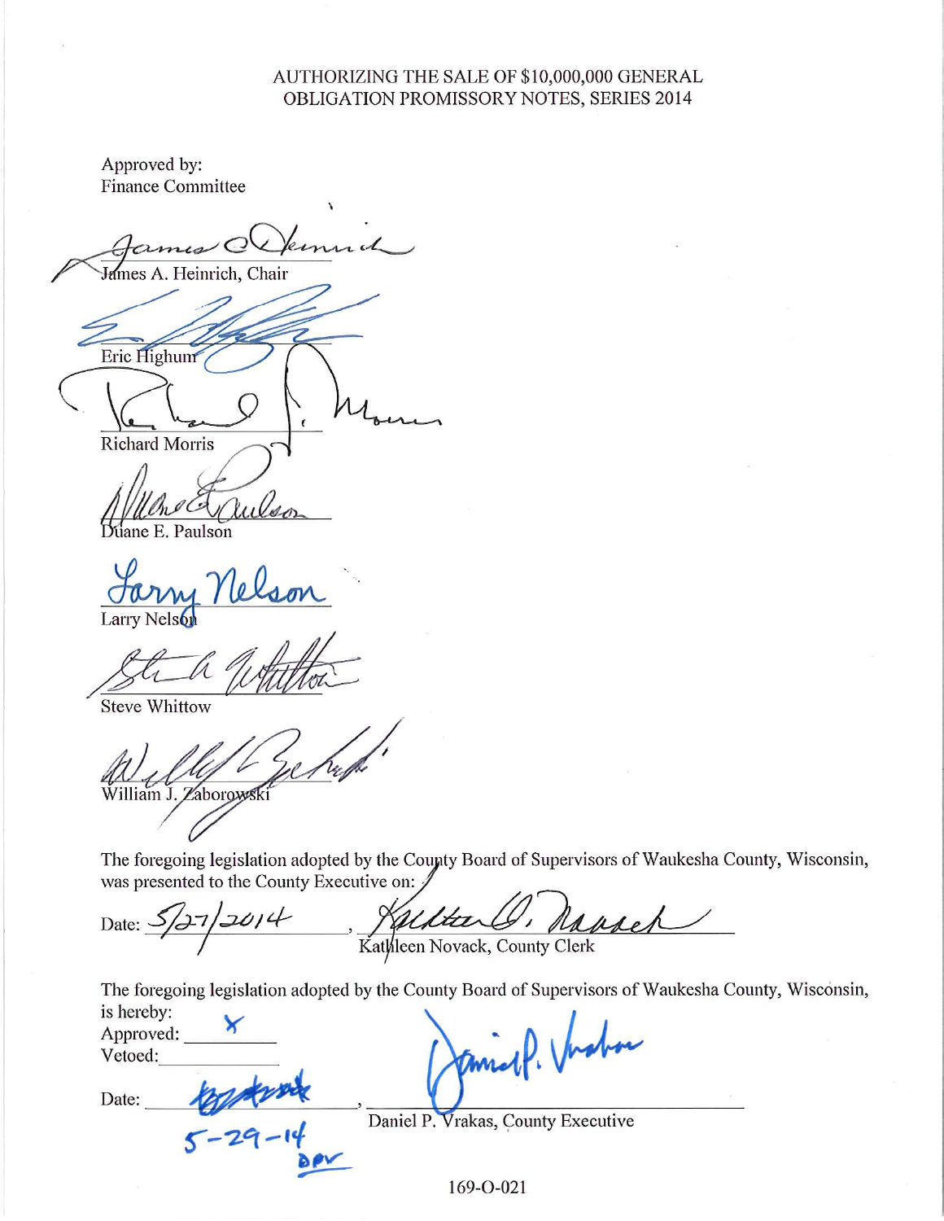AUTHORIZING THE SALE OF $10,000,000 GENERAL OBLIGATION PROMISSORY NOTES, SERIES 2014

Approved by:
Finance Committee

James A. Heinrich, Chair

Eric Highum

Richard Morris

Duane E. Paulson

Larry Nelson

Steve Whittow

William J. Zaborowski

The foregoing legislation adopted by the County Board of Supervisors of Waukesha County, Wisconsin, was presented to the County Executive on:

Date: 5/27/2014, Kathleen Novack, County Clerk

The foregoing legislation adopted by the County Board of Supervisors of Waukesha County, Wisconsin, is hereby:

Approved: X

Vetoed: \_\_\_\_\_\_\_\_

Date: 5-29-14 DPV, Daniel P. Vrakas, County Executive

169-O-021